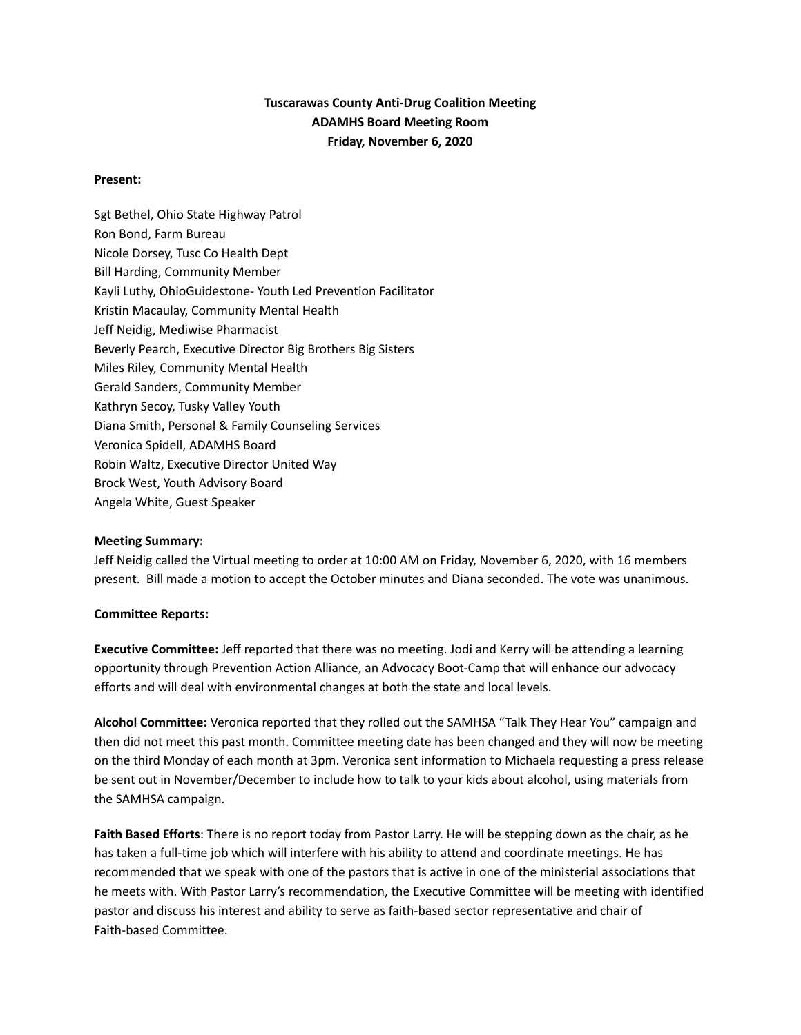**Tuscarawas County Anti-Drug Coalition Meeting**
**ADAMHS Board Meeting Room**
**Friday, November 6, 2020**

**Present:**

Sgt Bethel, Ohio State Highway Patrol
Ron Bond, Farm Bureau
Nicole Dorsey, Tusc Co Health Dept
Bill Harding, Community Member
Kayli Luthy, OhioGuidestone- Youth Led Prevention Facilitator
Kristin Macaulay, Community Mental Health
Jeff Neidig, Mediwise Pharmacist
Beverly Pearch, Executive Director Big Brothers Big Sisters
Miles Riley, Community Mental Health
Gerald Sanders, Community Member
Kathryn Secoy, Tusky Valley Youth
Diana Smith, Personal & Family Counseling Services
Veronica Spidell, ADAMHS Board
Robin Waltz, Executive Director United Way
Brock West, Youth Advisory Board
Angela White, Guest Speaker

**Meeting Summary:**
Jeff Neidig called the Virtual meeting to order at 10:00 AM on Friday, November 6, 2020, with 16 members present. Bill made a motion to accept the October minutes and Diana seconded. The vote was unanimous.

**Committee Reports:**

**Executive Committee:** Jeff reported that there was no meeting. Jodi and Kerry will be attending a learning opportunity through Prevention Action Alliance, an Advocacy Boot-Camp that will enhance our advocacy efforts and will deal with environmental changes at both the state and local levels.

**Alcohol Committee:** Veronica reported that they rolled out the SAMHSA "Talk They Hear You" campaign and then did not meet this past month. Committee meeting date has been changed and they will now be meeting on the third Monday of each month at 3pm. Veronica sent information to Michaela requesting a press release be sent out in November/December to include how to talk to your kids about alcohol, using materials from the SAMHSA campaign.

**Faith Based Efforts**: There is no report today from Pastor Larry. He will be stepping down as the chair, as he has taken a full-time job which will interfere with his ability to attend and coordinate meetings. He has recommended that we speak with one of the pastors that is active in one of the ministerial associations that he meets with. With Pastor Larry's recommendation, the Executive Committee will be meeting with identified pastor and discuss his interest and ability to serve as faith-based sector representative and chair of Faith-based Committee.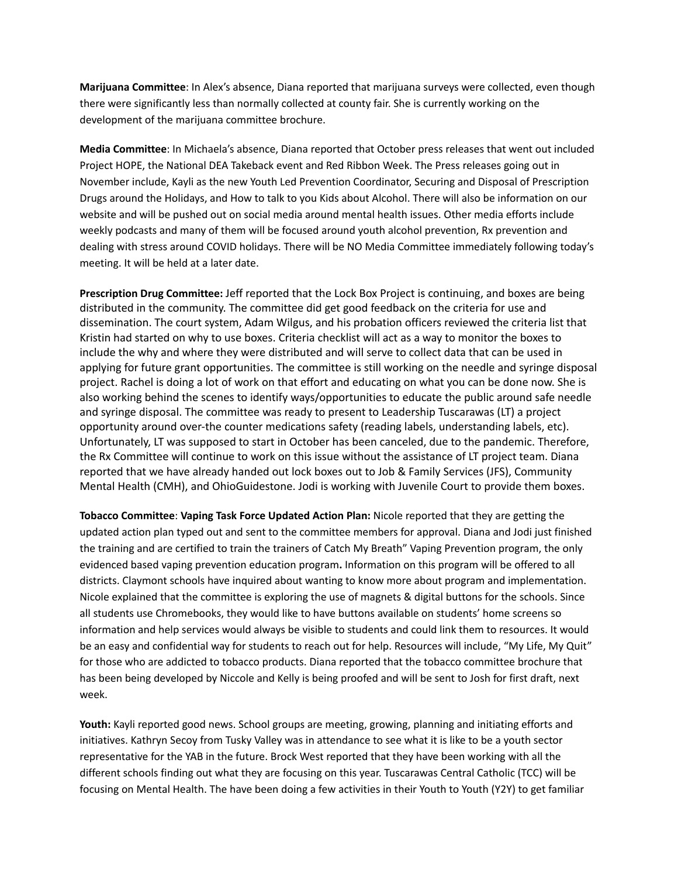**Marijuana Committee**: In Alex's absence, Diana reported that marijuana surveys were collected, even though there were significantly less than normally collected at county fair. She is currently working on the development of the marijuana committee brochure.

**Media Committee**: In Michaela's absence, Diana reported that October press releases that went out included Project HOPE, the National DEA Takeback event and Red Ribbon Week. The Press releases going out in November include, Kayli as the new Youth Led Prevention Coordinator, Securing and Disposal of Prescription Drugs around the Holidays, and How to talk to you Kids about Alcohol. There will also be information on our website and will be pushed out on social media around mental health issues. Other media efforts include weekly podcasts and many of them will be focused around youth alcohol prevention, Rx prevention and dealing with stress around COVID holidays. There will be NO Media Committee immediately following today's meeting. It will be held at a later date.

**Prescription Drug Committee:** Jeff reported that the Lock Box Project is continuing, and boxes are being distributed in the community. The committee did get good feedback on the criteria for use and dissemination. The court system, Adam Wilgus, and his probation officers reviewed the criteria list that Kristin had started on why to use boxes. Criteria checklist will act as a way to monitor the boxes to include the why and where they were distributed and will serve to collect data that can be used in applying for future grant opportunities. The committee is still working on the needle and syringe disposal project. Rachel is doing a lot of work on that effort and educating on what you can be done now. She is also working behind the scenes to identify ways/opportunities to educate the public around safe needle and syringe disposal. The committee was ready to present to Leadership Tuscarawas (LT) a project opportunity around over-the counter medications safety (reading labels, understanding labels, etc). Unfortunately, LT was supposed to start in October has been canceled, due to the pandemic. Therefore, the Rx Committee will continue to work on this issue without the assistance of LT project team. Diana reported that we have already handed out lock boxes out to Job & Family Services (JFS), Community Mental Health (CMH), and OhioGuidestone. Jodi is working with Juvenile Court to provide them boxes.

**Tobacco Committee**: **Vaping Task Force Updated Action Plan:** Nicole reported that they are getting the updated action plan typed out and sent to the committee members for approval. Diana and Jodi just finished the training and are certified to train the trainers of Catch My Breath" Vaping Prevention program, the only evidenced based vaping prevention education program**.** Information on this program will be offered to all districts. Claymont schools have inquired about wanting to know more about program and implementation. Nicole explained that the committee is exploring the use of magnets & digital buttons for the schools. Since all students use Chromebooks, they would like to have buttons available on students' home screens so information and help services would always be visible to students and could link them to resources. It would be an easy and confidential way for students to reach out for help. Resources will include, "My Life, My Quit" for those who are addicted to tobacco products. Diana reported that the tobacco committee brochure that has been being developed by Niccole and Kelly is being proofed and will be sent to Josh for first draft, next week.

**Youth:** Kayli reported good news. School groups are meeting, growing, planning and initiating efforts and initiatives. Kathryn Secoy from Tusky Valley was in attendance to see what it is like to be a youth sector representative for the YAB in the future. Brock West reported that they have been working with all the different schools finding out what they are focusing on this year. Tuscarawas Central Catholic (TCC) will be focusing on Mental Health. The have been doing a few activities in their Youth to Youth (Y2Y) to get familiar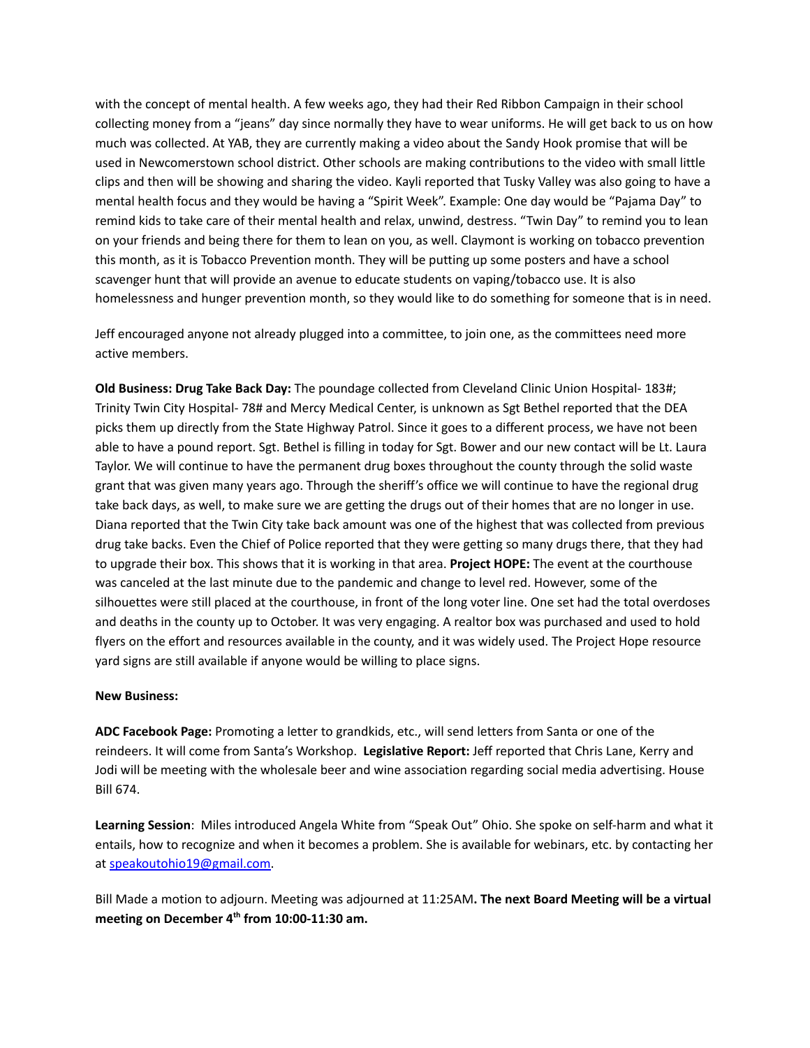with the concept of mental health. A few weeks ago, they had their Red Ribbon Campaign in their school collecting money from a "jeans" day since normally they have to wear uniforms. He will get back to us on how much was collected. At YAB, they are currently making a video about the Sandy Hook promise that will be used in Newcomerstown school district. Other schools are making contributions to the video with small little clips and then will be showing and sharing the video. Kayli reported that Tusky Valley was also going to have a mental health focus and they would be having a "Spirit Week". Example: One day would be "Pajama Day" to remind kids to take care of their mental health and relax, unwind, destress. "Twin Day" to remind you to lean on your friends and being there for them to lean on you, as well. Claymont is working on tobacco prevention this month, as it is Tobacco Prevention month. They will be putting up some posters and have a school scavenger hunt that will provide an avenue to educate students on vaping/tobacco use. It is also homelessness and hunger prevention month, so they would like to do something for someone that is in need.

Jeff encouraged anyone not already plugged into a committee, to join one, as the committees need more active members.

**Old Business: Drug Take Back Day:** The poundage collected from Cleveland Clinic Union Hospital- 183#; Trinity Twin City Hospital- 78# and Mercy Medical Center, is unknown as Sgt Bethel reported that the DEA picks them up directly from the State Highway Patrol. Since it goes to a different process, we have not been able to have a pound report. Sgt. Bethel is filling in today for Sgt. Bower and our new contact will be Lt. Laura Taylor. We will continue to have the permanent drug boxes throughout the county through the solid waste grant that was given many years ago. Through the sheriff's office we will continue to have the regional drug take back days, as well, to make sure we are getting the drugs out of their homes that are no longer in use. Diana reported that the Twin City take back amount was one of the highest that was collected from previous drug take backs. Even the Chief of Police reported that they were getting so many drugs there, that they had to upgrade their box. This shows that it is working in that area. **Project HOPE:** The event at the courthouse was canceled at the last minute due to the pandemic and change to level red. However, some of the silhouettes were still placed at the courthouse, in front of the long voter line. One set had the total overdoses and deaths in the county up to October. It was very engaging. A realtor box was purchased and used to hold flyers on the effort and resources available in the county, and it was widely used. The Project Hope resource yard signs are still available if anyone would be willing to place signs.

**New Business:**

**ADC Facebook Page:** Promoting a letter to grandkids, etc., will send letters from Santa or one of the reindeers. It will come from Santa's Workshop. **Legislative Report:** Jeff reported that Chris Lane, Kerry and Jodi will be meeting with the wholesale beer and wine association regarding social media advertising. House Bill 674.

**Learning Session**: Miles introduced Angela White from "Speak Out" Ohio. She spoke on self-harm and what it entails, how to recognize and when it becomes a problem. She is available for webinars, etc. by contacting her at speakoutohio19@gmail.com.

Bill Made a motion to adjourn. Meeting was adjourned at 11:25AM**. The next Board Meeting will be a virtual meeting on December 4th from 10:00-11:30 am.**